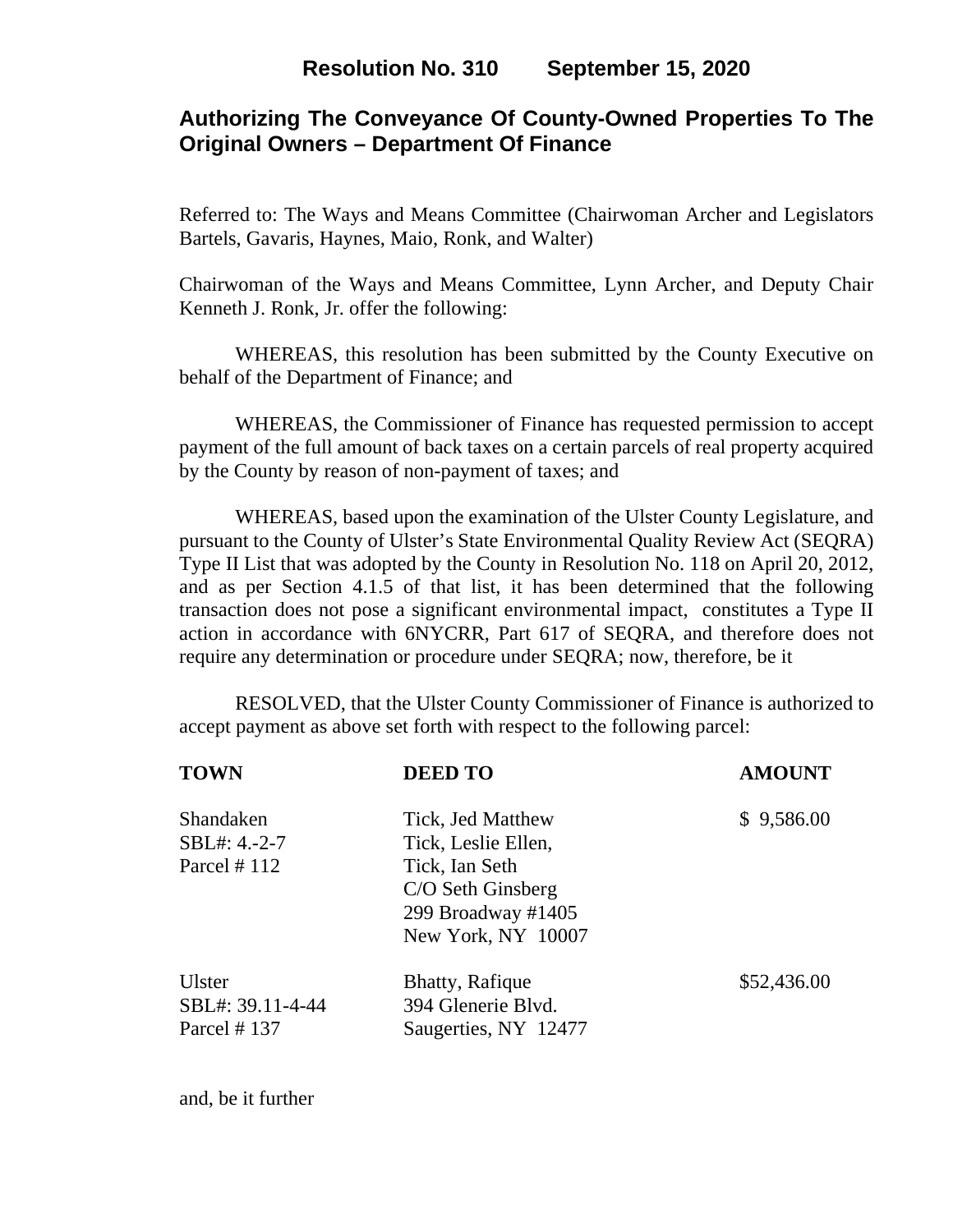# Resolution No. 310 September 15, 2020

## Authorizing The Conveyance Of County-Owned Properties To The Original Owners – Department Of Finance

Referred to: The Ways and Means Committee (Chairwoman Archer and Legislators Bartels, Gavaris, Haynes, Maio, Ronk, and Walter)

Chairwoman of the Ways and Means Committee, Lynn Archer, and Deputy Chair Kenneth J. Ronk, Jr. offer the following:

WHEREAS, this resolution has been submitted by the County Executive on behalf of the Department of Finance; and

WHEREAS, the Commissioner of Finance has requested permission to accept payment of the full amount of back taxes on a certain parcels of real property acquired by the County by reason of non-payment of taxes; and

WHEREAS, based upon the examination of the Ulster County Legislature, and pursuant to the County of Ulster's State Environmental Quality Review Act (SEQRA) Type II List that was adopted by the County in Resolution No. 118 on April 20, 2012, and as per Section 4.1.5 of that list, it has been determined that the following transaction does not pose a significant environmental impact, constitutes a Type II action in accordance with 6NYCRR, Part 617 of SEQRA, and therefore does not require any determination or procedure under SEQRA; now, therefore, be it

RESOLVED, that the Ulster County Commissioner of Finance is authorized to accept payment as above set forth with respect to the following parcel:

| TOWN | DEED TO | AMOUNT |
|---|---|---|
| Shandaken<br>SBL#: 4.-2-7<br>Parcel # 112 | Tick, Jed Matthew<br>Tick, Leslie Ellen,<br>Tick, Ian Seth<br>C/O Seth Ginsberg<br>299 Broadway #1405<br>New York, NY 10007 | $ 9,586.00 |
| Ulster<br>SBL#: 39.11-4-44<br>Parcel # 137 | Bhatty, Rafique<br>394 Glenerie Blvd.<br>Saugerties, NY 12477 | $52,436.00 |

and, be it further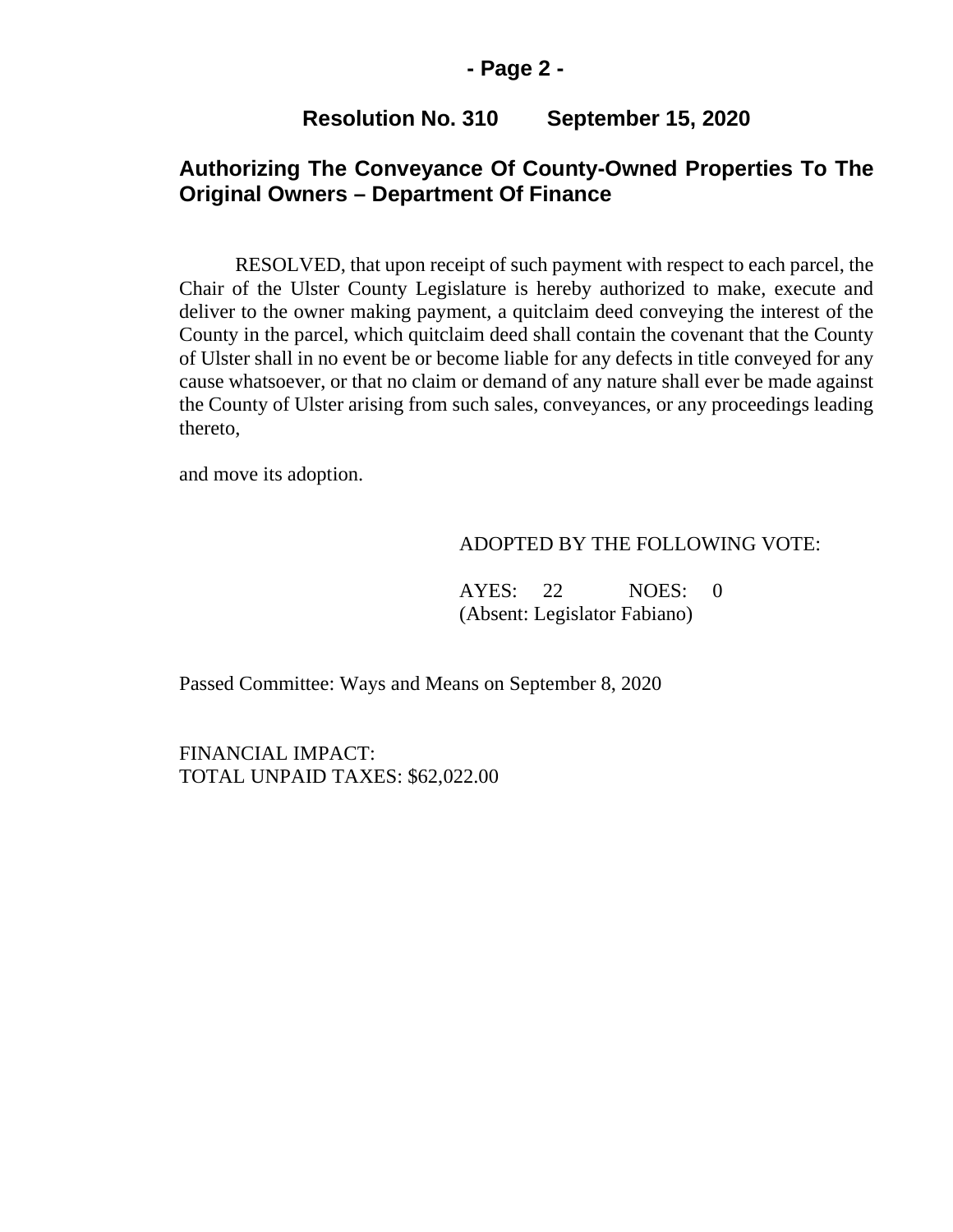**Resolution No. 310 September 15, 2020**

## Authorizing The Conveyance Of County-Owned Properties To The Original Owners – Department Of Finance

RESOLVED, that upon receipt of such payment with respect to each parcel, the Chair of the Ulster County Legislature is hereby authorized to make, execute and deliver to the owner making payment, a quitclaim deed conveying the interest of the County in the parcel, which quitclaim deed shall contain the covenant that the County of Ulster shall in no event be or become liable for any defects in title conveyed for any cause whatsoever, or that no claim or demand of any nature shall ever be made against the County of Ulster arising from such sales, conveyances, or any proceedings leading thereto,

and move its adoption.

ADOPTED BY THE FOLLOWING VOTE:

AYES: 22 NOES: 0
(Absent: Legislator Fabiano)

Passed Committee: Ways and Means on September 8, 2020

FINANCIAL IMPACT:
TOTAL UNPAID TAXES: $62,022.00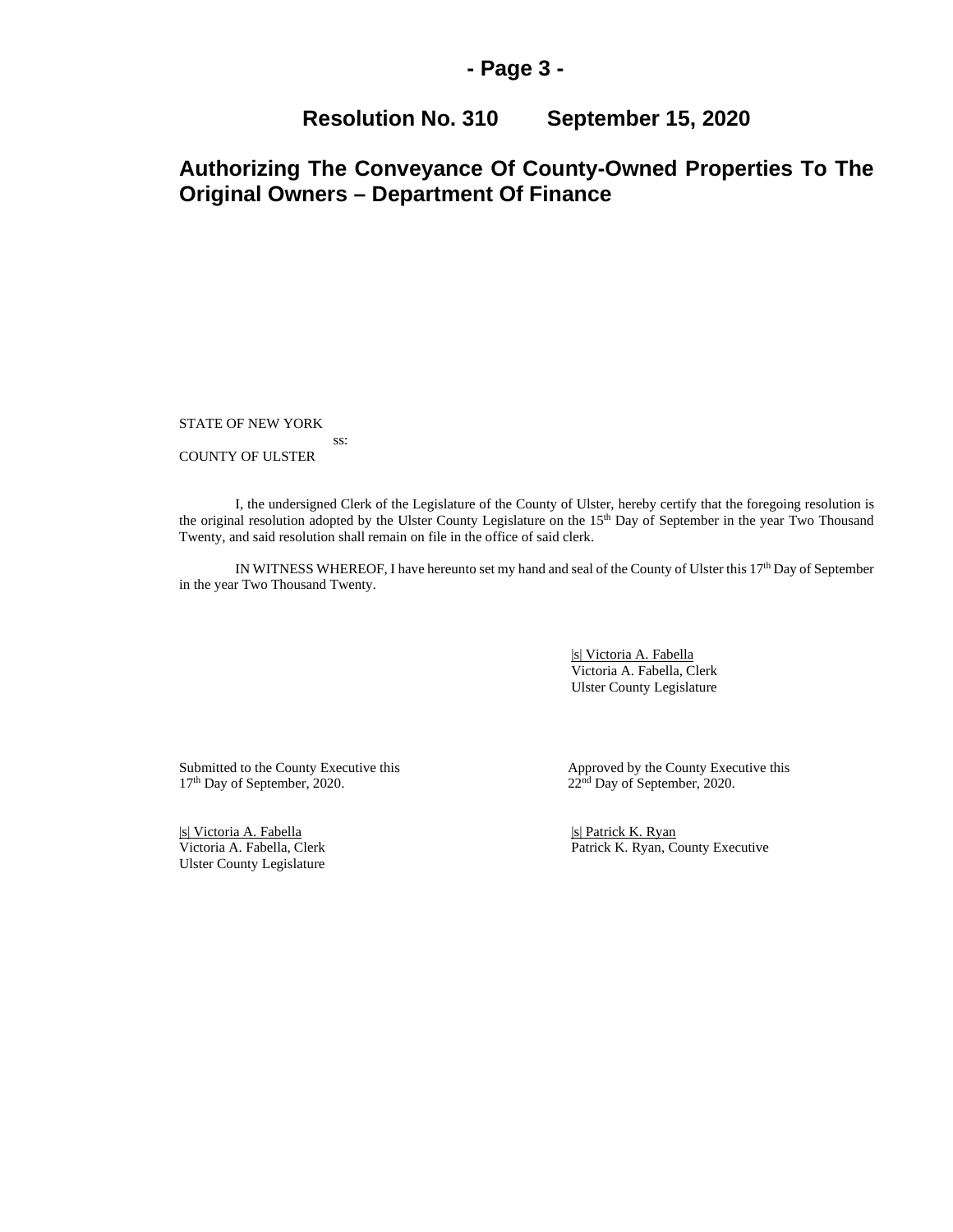## Resolution No. 310 September 15, 2020

## Authorizing The Conveyance Of County-Owned Properties To The Original Owners – Department Of Finance

STATE OF NEW YORK
ss:
COUNTY OF ULSTER

I, the undersigned Clerk of the Legislature of the County of Ulster, hereby certify that the foregoing resolution is the original resolution adopted by the Ulster County Legislature on the 15th Day of September in the year Two Thousand Twenty, and said resolution shall remain on file in the office of said clerk.

IN WITNESS WHEREOF, I have hereunto set my hand and seal of the County of Ulster this 17th Day of September in the year Two Thousand Twenty.

|s| Victoria A. Fabella
Victoria A. Fabella, Clerk
Ulster County Legislature

Submitted to the County Executive this
17th Day of September, 2020.

|s| Victoria A. Fabella
Victoria A. Fabella, Clerk
Ulster County Legislature

Approved by the County Executive this
22nd Day of September, 2020.

|s| Patrick K. Ryan
Patrick K. Ryan, County Executive